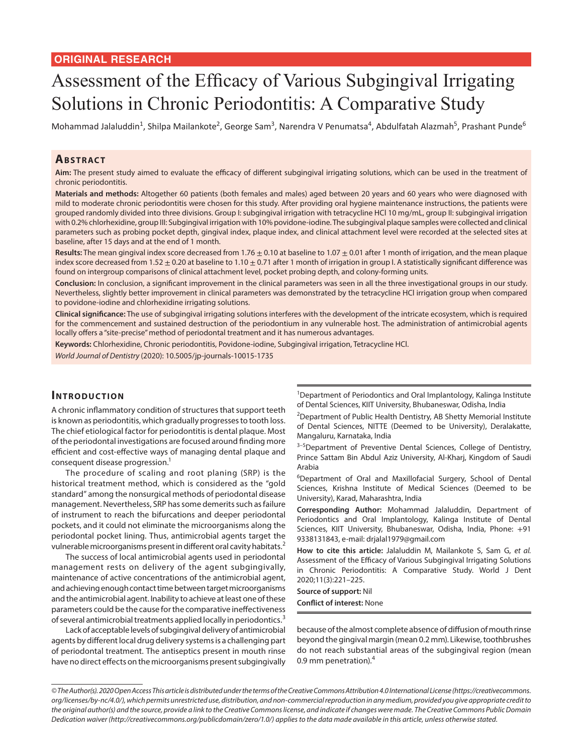**ORIGINAL RESEARCH**

# Assessment of the Efficacy of Various Subgingival Irrigating Solutions in Chronic Periodontitis: A Comparative Study

Mohammad Jalaluddin[1], Shilpa Mailankote[2], George Sam[3], Narendra V Penumatsa[4], Abdulfatah Alazmah[5], Prashant Punde[6]

## Abstract

**Aim:** The present study aimed to evaluate the efficacy of different subgingival irrigating solutions, which can be used in the treatment of chronic periodontitis.

**Materials and methods:** Altogether 60 patients (both females and males) aged between 20 years and 60 years who were diagnosed with mild to moderate chronic periodontitis were chosen for this study. After providing oral hygiene maintenance instructions, the patients were grouped randomly divided into three divisions. Group I: subgingival irrigation with tetracycline HCl 10 mg/mL, group II: subgingival irrigation with 0.2% chlorhexidine, group III: Subgingival irrigation with 10% povidone-iodine. The subgingival plaque samples were collected and clinical parameters such as probing pocket depth, gingival index, plaque index, and clinical attachment level were recorded at the selected sites at baseline, after 15 days and at the end of 1 month.

**Results:** The mean gingival index score decreased from 1.76 ± 0.10 at baseline to 1.07 ± 0.01 after 1 month of irrigation, and the mean plaque index score decreased from 1.52 ± 0.20 at baseline to 1.10 ± 0.71 after 1 month of irrigation in group I. A statistically significant difference was found on intergroup comparisons of clinical attachment level, pocket probing depth, and colony-forming units.

**Conclusion:** In conclusion, a significant improvement in the clinical parameters was seen in all the three investigational groups in our study. Nevertheless, slightly better improvement in clinical parameters was demonstrated by the tetracycline HCl irrigation group when compared to povidone-iodine and chlorhexidine irrigating solutions.

**Clinical significance:** The use of subgingival irrigating solutions interferes with the development of the intricate ecosystem, which is required for the commencement and sustained destruction of the periodontium in any vulnerable host. The administration of antimicrobial agents locally offers a "site-precise" method of periodontal treatment and it has numerous advantages.

**Keywords:** Chlorhexidine, Chronic periodontitis, Povidone-iodine, Subgingival irrigation, Tetracycline HCl.

*World Journal of Dentistry* (2020): 10.5005/jp-journals-10015-1735

## Introduction

A chronic inflammatory condition of structures that support teeth is known as periodontitis, which gradually progresses to tooth loss. The chief etiological factor for periodontitis is dental plaque. Most of the periodontal investigations are focused around finding more efficient and cost-effective ways of managing dental plaque and consequent disease progression.[1]

The procedure of scaling and root planing (SRP) is the historical treatment method, which is considered as the "gold standard" among the nonsurgical methods of periodontal disease management. Nevertheless, SRP has some demerits such as failure of instrument to reach the bifurcations and deeper periodontal pockets, and it could not eliminate the microorganisms along the periodontal pocket lining. Thus, antimicrobial agents target the vulnerable microorganisms present in different oral cavity habitats.[2]

The success of local antimicrobial agents used in periodontal management rests on delivery of the agent subgingivally, maintenance of active concentrations of the antimicrobial agent, and achieving enough contact time between target microorganisms and the antimicrobial agent. Inability to achieve at least one of these parameters could be the cause for the comparative ineffectiveness of several antimicrobial treatments applied locally in periodontics.[3]

Lack of acceptable levels of subgingival delivery of antimicrobial agents by different local drug delivery systems is a challenging part of periodontal treatment. The antiseptics present in mouth rinse have no direct effects on the microorganisms present subgingivally because of the almost complete absence of diffusion of mouth rinse beyond the gingival margin (mean 0.2 mm). Likewise, toothbrushes do not reach substantial areas of the subgingival region (mean 0.9 mm penetration).[4]

[1]Department of Periodontics and Oral Implantology, Kalinga Institute of Dental Sciences, KIIT University, Bhubaneswar, Odisha, India

[2]Department of Public Health Dentistry, AB Shetty Memorial Institute of Dental Sciences, NITTE (Deemed to be University), Deralakatte, Mangaluru, Karnataka, India

[3–5]Department of Preventive Dental Sciences, College of Dentistry, Prince Sattam Bin Abdul Aziz University, Al-Kharj, Kingdom of Saudi Arabia

[6]Department of Oral and Maxillofacial Surgery, School of Dental Sciences, Krishna Institute of Medical Sciences (Deemed to be University), Karad, Maharashtra, India

**Corresponding Author:** Mohammad Jalaluddin, Department of Periodontics and Oral Implantology, Kalinga Institute of Dental Sciences, KIIT University, Bhubaneswar, Odisha, India, Phone: +91 9338131843, e-mail: drjalal1979@gmail.com

**How to cite this article:** Jalaluddin M, Mailankote S, Sam G, *et al.* Assessment of the Efficacy of Various Subgingival Irrigating Solutions in Chronic Periodontitis: A Comparative Study. World J Dent 2020;11(3):221–225.

**Source of support:** Nil

**Conflict of interest:** None

*© The Author(s). 2020 Open Access This article is distributed under the terms of the Creative Commons Attribution 4.0 International License (https://creativecommons.org/licenses/by-nc/4.0/), which permits unrestricted use, distribution, and non-commercial reproduction in any medium, provided you give appropriate credit to the original author(s) and the source, provide a link to the Creative Commons license, and indicate if changes were made. The Creative Commons Public Domain Dedication waiver (http://creativecommons.org/publicdomain/zero/1.0/) applies to the data made available in this article, unless otherwise stated.*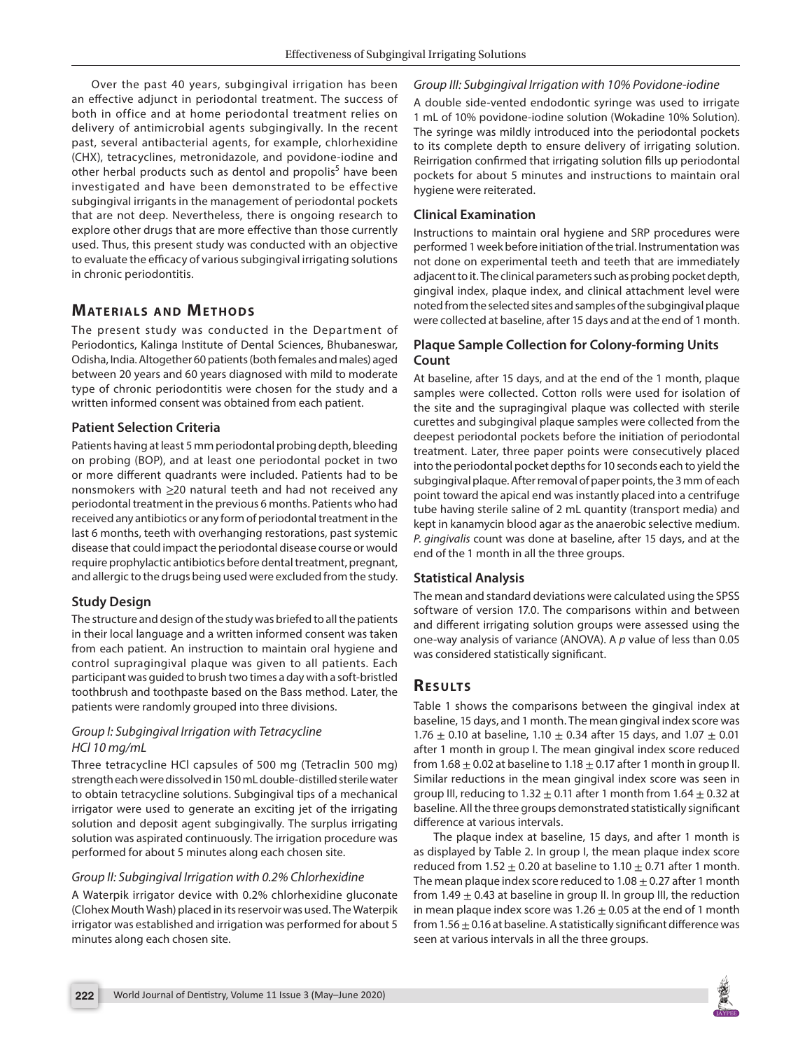Over the past 40 years, subgingival irrigation has been an effective adjunct in periodontal treatment. The success of both in office and at home periodontal treatment relies on delivery of antimicrobial agents subgingivally. In the recent past, several antibacterial agents, for example, chlorhexidine (CHX), tetracyclines, metronidazole, and povidone-iodine and other herbal products such as dentol and propolis[5] have been investigated and have been demonstrated to be effective subgingival irrigants in the management of periodontal pockets that are not deep. Nevertheless, there is ongoing research to explore other drugs that are more effective than those currently used. Thus, this present study was conducted with an objective to evaluate the efficacy of various subgingival irrigating solutions in chronic periodontitis.

## Materials and Methods

The present study was conducted in the Department of Periodontics, Kalinga Institute of Dental Sciences, Bhubaneswar, Odisha, India. Altogether 60 patients (both females and males) aged between 20 years and 60 years diagnosed with mild to moderate type of chronic periodontitis were chosen for the study and a written informed consent was obtained from each patient.

### Patient Selection Criteria

Patients having at least 5 mm periodontal probing depth, bleeding on probing (BOP), and at least one periodontal pocket in two or more different quadrants were included. Patients had to be nonsmokers with ≥20 natural teeth and had not received any periodontal treatment in the previous 6 months. Patients who had received any antibiotics or any form of periodontal treatment in the last 6 months, teeth with overhanging restorations, past systemic disease that could impact the periodontal disease course or would require prophylactic antibiotics before dental treatment, pregnant, and allergic to the drugs being used were excluded from the study.

### Study Design

The structure and design of the study was briefed to all the patients in their local language and a written informed consent was taken from each patient. An instruction to maintain oral hygiene and control supragingival plaque was given to all patients. Each participant was guided to brush two times a day with a soft-bristled toothbrush and toothpaste based on the Bass method. Later, the patients were randomly grouped into three divisions.

#### *Group I: Subgingival Irrigation with Tetracycline HCl 10 mg/mL*

Three tetracycline HCl capsules of 500 mg (Tetraclin 500 mg) strength each were dissolved in 150 mL double-distilled sterile water to obtain tetracycline solutions. Subgingival tips of a mechanical irrigator were used to generate an exciting jet of the irrigating solution and deposit agent subgingivally. The surplus irrigating solution was aspirated continuously. The irrigation procedure was performed for about 5 minutes along each chosen site.

#### *Group II: Subgingival Irrigation with 0.2% Chlorhexidine*

A Waterpik irrigator device with 0.2% chlorhexidine gluconate (Clohex Mouth Wash) placed in its reservoir was used. The Waterpik irrigator was established and irrigation was performed for about 5 minutes along each chosen site.

#### *Group III: Subgingival Irrigation with 10% Povidone-iodine*

A double side-vented endodontic syringe was used to irrigate 1 mL of 10% povidone-iodine solution (Wokadine 10% Solution). The syringe was mildly introduced into the periodontal pockets to its complete depth to ensure delivery of irrigating solution. Reirrigation confirmed that irrigating solution fills up periodontal pockets for about 5 minutes and instructions to maintain oral hygiene were reiterated.

### Clinical Examination

Instructions to maintain oral hygiene and SRP procedures were performed 1 week before initiation of the trial. Instrumentation was not done on experimental teeth and teeth that are immediately adjacent to it. The clinical parameters such as probing pocket depth, gingival index, plaque index, and clinical attachment level were noted from the selected sites and samples of the subgingival plaque were collected at baseline, after 15 days and at the end of 1 month.

### Plaque Sample Collection for Colony-forming Units Count

At baseline, after 15 days, and at the end of the 1 month, plaque samples were collected. Cotton rolls were used for isolation of the site and the supragingival plaque was collected with sterile curettes and subgingival plaque samples were collected from the deepest periodontal pockets before the initiation of periodontal treatment. Later, three paper points were consecutively placed into the periodontal pocket depths for 10 seconds each to yield the subgingival plaque. After removal of paper points, the 3 mm of each point toward the apical end was instantly placed into a centrifuge tube having sterile saline of 2 mL quantity (transport media) and kept in kanamycin blood agar as the anaerobic selective medium. *P. gingivalis* count was done at baseline, after 15 days, and at the end of the 1 month in all the three groups.

### Statistical Analysis

The mean and standard deviations were calculated using the SPSS software of version 17.0. The comparisons within and between and different irrigating solution groups were assessed using the one-way analysis of variance (ANOVA). A $p$ value of less than 0.05 was considered statistically significant.

## Results

Table 1 shows the comparisons between the gingival index at baseline, 15 days, and 1 month. The mean gingival index score was $1.76 \pm 0.10$ at baseline, $1.10 \pm 0.34$ after 15 days, and $1.07 \pm 0.01$ after 1 month in group I. The mean gingival index score reduced from $1.68 \pm 0.02$ at baseline to $1.18 \pm 0.17$ after 1 month in group II. Similar reductions in the mean gingival index score was seen in group III, reducing to $1.32 \pm 0.11$ after 1 month from $1.64 \pm 0.32$ at baseline. All the three groups demonstrated statistically significant difference at various intervals.

The plaque index at baseline, 15 days, and after 1 month is as displayed by Table 2. In group I, the mean plaque index score reduced from $1.52 \pm 0.20$ at baseline to $1.10 \pm 0.71$ after 1 month. The mean plaque index score reduced to $1.08 \pm 0.27$ after 1 month from $1.49 \pm 0.43$ at baseline in group II. In group III, the reduction in mean plaque index score was $1.26 \pm 0.05$ at the end of 1 month from $1.56 \pm 0.16$ at baseline. A statistically significant difference was seen at various intervals in all the three groups.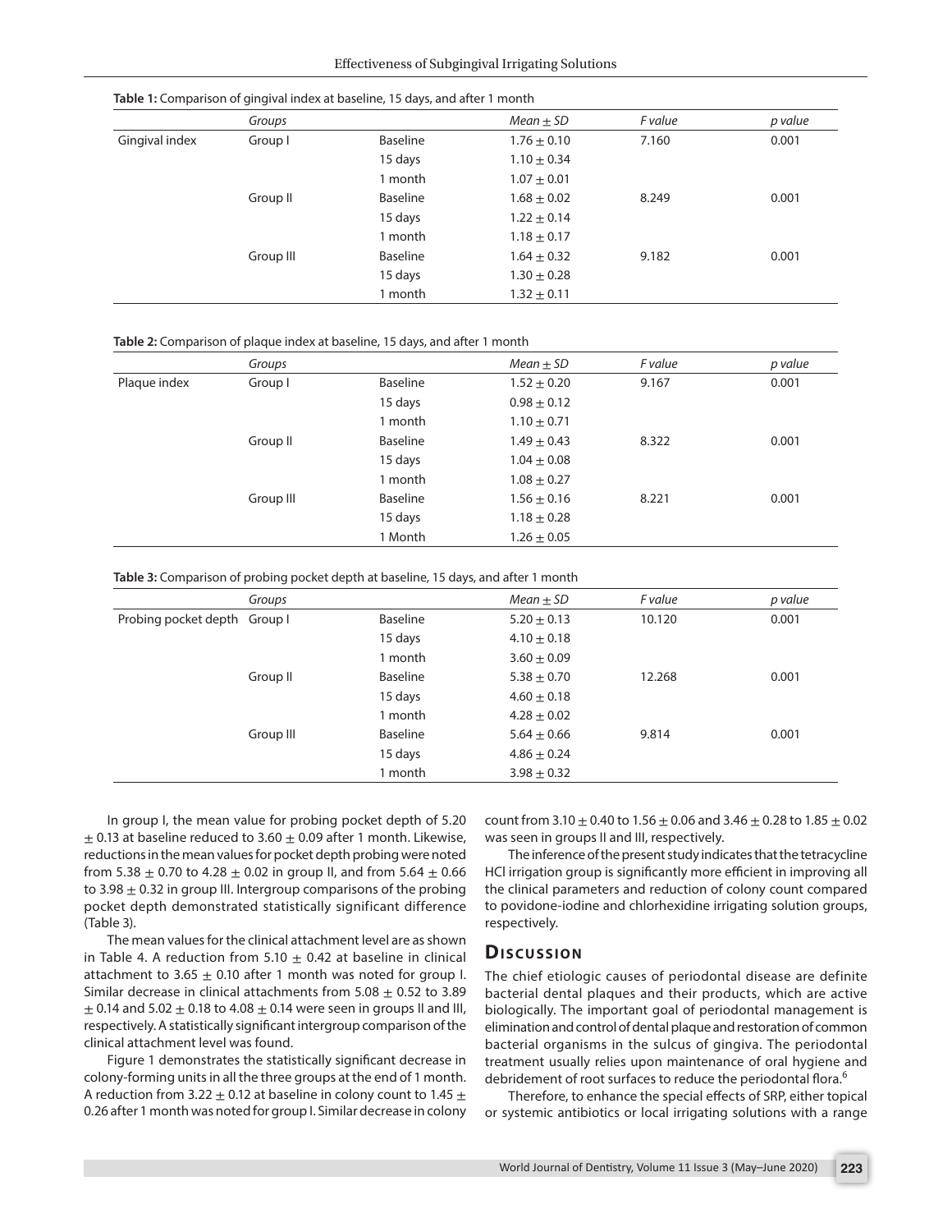**Table 1:** Comparison of gingival index at baseline, 15 days, and after 1 month

| | *Groups* | | *Mean* ± *SD* | *F value* | *p value* |
|---|---|---|---|---|---|
| Gingival index | Group I | Baseline | 1.76 ± 0.10 | 7.160 | 0.001 |
| | | 15 days | 1.10 ± 0.34 | | |
| | | 1 month | 1.07 ± 0.01 | | |
| | Group II | Baseline | 1.68 ± 0.02 | 8.249 | 0.001 |
| | | 15 days | 1.22 ± 0.14 | | |
| | | 1 month | 1.18 ± 0.17 | | |
| | Group III | Baseline | 1.64 ± 0.32 | 9.182 | 0.001 |
| | | 15 days | 1.30 ± 0.28 | | |
| | | 1 month | 1.32 ± 0.11 | | |

**Table 2:** Comparison of plaque index at baseline, 15 days, and after 1 month

| | *Groups* | | *Mean* ± *SD* | *F value* | *p value* |
|---|---|---|---|---|---|
| Plaque index | Group I | Baseline | 1.52 ± 0.20 | 9.167 | 0.001 |
| | | 15 days | 0.98 ± 0.12 | | |
| | | 1 month | 1.10 ± 0.71 | | |
| | Group II | Baseline | 1.49 ± 0.43 | 8.322 | 0.001 |
| | | 15 days | 1.04 ± 0.08 | | |
| | | 1 month | 1.08 ± 0.27 | | |
| | Group III | Baseline | 1.56 ± 0.16 | 8.221 | 0.001 |
| | | 15 days | 1.18 ± 0.28 | | |
| | | 1 Month | 1.26 ± 0.05 | | |

**Table 3:** Comparison of probing pocket depth at baseline, 15 days, and after 1 month

| | *Groups* | | *Mean* ± *SD* | *F value* | *p value* |
|---|---|---|---|---|---|
| Probing pocket depth | Group I | Baseline | 5.20 ± 0.13 | 10.120 | 0.001 |
| | | 15 days | 4.10 ± 0.18 | | |
| | | 1 month | 3.60 ± 0.09 | | |
| | Group II | Baseline | 5.38 ± 0.70 | 12.268 | 0.001 |
| | | 15 days | 4.60 ± 0.18 | | |
| | | 1 month | 4.28 ± 0.02 | | |
| | Group III | Baseline | 5.64 ± 0.66 | 9.814 | 0.001 |
| | | 15 days | 4.86 ± 0.24 | | |
| | | 1 month | 3.98 ± 0.32 | | |

In group I, the mean value for probing pocket depth of 5.20 ± 0.13 at baseline reduced to 3.60 ± 0.09 after 1 month. Likewise, reductions in the mean values for pocket depth probing were noted from 5.38 ± 0.70 to 4.28 ± 0.02 in group II, and from 5.64 ± 0.66 to 3.98 ± 0.32 in group III. Intergroup comparisons of the probing pocket depth demonstrated statistically significant difference (Table 3).

The mean values for the clinical attachment level are as shown in Table 4. A reduction from 5.10 ± 0.42 at baseline in clinical attachment to 3.65 ± 0.10 after 1 month was noted for group I. Similar decrease in clinical attachments from 5.08 ± 0.52 to 3.89 ± 0.14 and 5.02 ± 0.18 to 4.08 ± 0.14 were seen in groups II and III, respectively. A statistically significant intergroup comparison of the clinical attachment level was found.

Figure 1 demonstrates the statistically significant decrease in colony-forming units in all the three groups at the end of 1 month. A reduction from 3.22 ± 0.12 at baseline in colony count to 1.45 ± 0.26 after 1 month was noted for group I. Similar decrease in colony count from 3.10 ± 0.40 to 1.56 ± 0.06 and 3.46 ± 0.28 to 1.85 ± 0.02 was seen in groups II and III, respectively.

The inference of the present study indicates that the tetracycline HCl irrigation group is significantly more efficient in improving all the clinical parameters and reduction of colony count compared to povidone-iodine and chlorhexidine irrigating solution groups, respectively.

## Discussion

The chief etiologic causes of periodontal disease are definite bacterial dental plaques and their products, which are active biologically. The important goal of periodontal management is elimination and control of dental plaque and restoration of common bacterial organisms in the sulcus of gingiva. The periodontal treatment usually relies upon maintenance of oral hygiene and debridement of root surfaces to reduce the periodontal flora.[6]

Therefore, to enhance the special effects of SRP, either topical or systemic antibiotics or local irrigating solutions with a range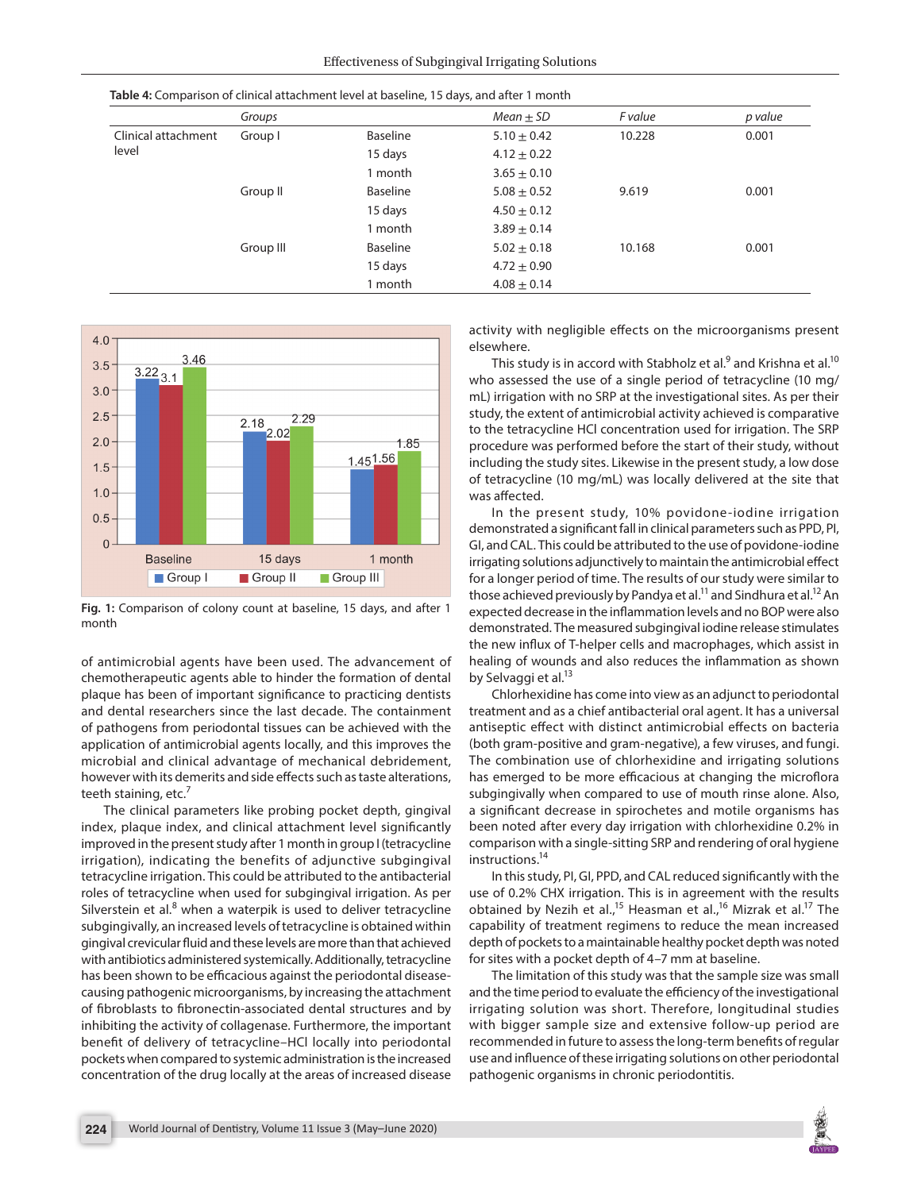**Table 4:** Comparison of clinical attachment level at baseline, 15 days, and after 1 month

| | Groups | | Mean ± SD | F value | p value |
|---|---|---|---|---|---|
| Clinical attachment level | Group I | Baseline | 5.10 ± 0.42 | 10.228 | 0.001 |
| | | 15 days | 4.12 ± 0.22 | | |
| | | 1 month | 3.65 ± 0.10 | | |
| | Group II | Baseline | 5.08 ± 0.52 | 9.619 | 0.001 |
| | | 15 days | 4.50 ± 0.12 | | |
| | | 1 month | 3.89 ± 0.14 | | |
| | Group III | Baseline | 5.02 ± 0.18 | 10.168 | 0.001 |
| | | 15 days | 4.72 ± 0.90 | | |
| | | 1 month | 4.08 ± 0.14 | | |

| | Group I | Group II | Group III |
|---|---|---|---|
| Baseline | 3.22 | 3.1 | 3.46 |
| 15 days | 2.18 | 2.02 | 2.29 |
| 1 month | 1.45 | 1.56 | 1.85 |

**Fig. 1:** Comparison of colony count at baseline, 15 days, and after 1 month

of antimicrobial agents have been used. The advancement of chemotherapeutic agents able to hinder the formation of dental plaque has been of important significance to practicing dentists and dental researchers since the last decade. The containment of pathogens from periodontal tissues can be achieved with the application of antimicrobial agents locally, and this improves the microbial and clinical advantage of mechanical debridement, however with its demerits and side effects such as taste alterations, teeth staining, etc.[7]

The clinical parameters like probing pocket depth, gingival index, plaque index, and clinical attachment level significantly improved in the present study after 1 month in group I (tetracycline irrigation), indicating the benefits of adjunctive subgingival tetracycline irrigation. This could be attributed to the antibacterial roles of tetracycline when used for subgingival irrigation. As per Silverstein et al.[8] when a waterpik is used to deliver tetracycline subgingivally, an increased levels of tetracycline is obtained within gingival crevicular fluid and these levels are more than that achieved with antibiotics administered systemically. Additionally, tetracycline has been shown to be efficacious against the periodontal disease-causing pathogenic microorganisms, by increasing the attachment of fibroblasts to fibronectin-associated dental structures and by inhibiting the activity of collagenase. Furthermore, the important benefit of delivery of tetracycline–HCl locally into periodontal pockets when compared to systemic administration is the increased concentration of the drug locally at the areas of increased disease activity with negligible effects on the microorganisms present elsewhere.

This study is in accord with Stabholz et al.[9] and Krishna et al.[10] who assessed the use of a single period of tetracycline (10 mg/mL) irrigation with no SRP at the investigational sites. As per their study, the extent of antimicrobial activity achieved is comparative to the tetracycline HCl concentration used for irrigation. The SRP procedure was performed before the start of their study, without including the study sites. Likewise in the present study, a low dose of tetracycline (10 mg/mL) was locally delivered at the site that was affected.

In the present study, 10% povidone-iodine irrigation demonstrated a significant fall in clinical parameters such as PPD, PI, GI, and CAL. This could be attributed to the use of povidone-iodine irrigating solutions adjunctively to maintain the antimicrobial effect for a longer period of time. The results of our study were similar to those achieved previously by Pandya et al.[11] and Sindhura et al.[12] An expected decrease in the inflammation levels and no BOP were also demonstrated. The measured subgingival iodine release stimulates the new influx of T-helper cells and macrophages, which assist in healing of wounds and also reduces the inflammation as shown by Selvaggi et al.[13]

Chlorhexidine has come into view as an adjunct to periodontal treatment and as a chief antibacterial oral agent. It has a universal antiseptic effect with distinct antimicrobial effects on bacteria (both gram-positive and gram-negative), a few viruses, and fungi. The combination use of chlorhexidine and irrigating solutions has emerged to be more efficacious at changing the microflora subgingivally when compared to use of mouth rinse alone. Also, a significant decrease in spirochetes and motile organisms has been noted after every day irrigation with chlorhexidine 0.2% in comparison with a single-sitting SRP and rendering of oral hygiene instructions.[14]

In this study, PI, GI, PPD, and CAL reduced significantly with the use of 0.2% CHX irrigation. This is in agreement with the results obtained by Nezih et al.,[15] Heasman et al.,[16] Mizrak et al.[17] The capability of treatment regimens to reduce the mean increased depth of pockets to a maintainable healthy pocket depth was noted for sites with a pocket depth of 4–7 mm at baseline.

The limitation of this study was that the sample size was small and the time period to evaluate the efficiency of the investigational irrigating solution was short. Therefore, longitudinal studies with bigger sample size and extensive follow-up period are recommended in future to assess the long-term benefits of regular use and influence of these irrigating solutions on other periodontal pathogenic organisms in chronic periodontitis.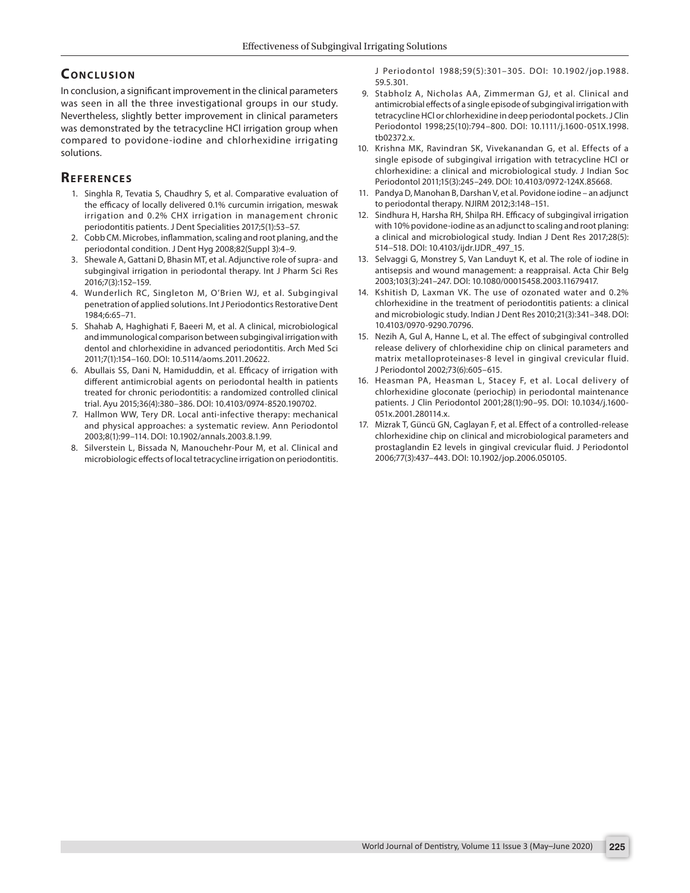## Conclusion

In conclusion, a significant improvement in the clinical parameters was seen in all the three investigational groups in our study. Nevertheless, slightly better improvement in clinical parameters was demonstrated by the tetracycline HCl irrigation group when compared to povidone-iodine and chlorhexidine irrigating solutions.

## References

1. Singhla R, Tevatia S, Chaudhry S, et al. Comparative evaluation of the efficacy of locally delivered 0.1% curcumin irrigation, meswak irrigation and 0.2% CHX irrigation in management chronic periodontitis patients. J Dent Specialities 2017;5(1):53–57.
2. Cobb CM. Microbes, inflammation, scaling and root planing, and the periodontal condition. J Dent Hyg 2008;82(Suppl 3):4–9.
3. Shewale A, Gattani D, Bhasin MT, et al. Adjunctive role of supra- and subgingival irrigation in periodontal therapy. Int J Pharm Sci Res 2016;7(3):152–159.
4. Wunderlich RC, Singleton M, O'Brien WJ, et al. Subgingival penetration of applied solutions. Int J Periodontics Restorative Dent 1984;6:65–71.
5. Shahab A, Haghighati F, Baeeri M, et al. A clinical, microbiological and immunological comparison between subgingival irrigation with dentol and chlorhexidine in advanced periodontitis. Arch Med Sci 2011;7(1):154–160. DOI: 10.5114/aoms.2011.20622.
6. Abullais SS, Dani N, Hamiduddin, et al. Efficacy of irrigation with different antimicrobial agents on periodontal health in patients treated for chronic periodontitis: a randomized controlled clinical trial. Ayu 2015;36(4):380–386. DOI: 10.4103/0974-8520.190702.
7. Hallmon WW, Tery DR. Local anti-infective therapy: mechanical and physical approaches: a systematic review. Ann Periodontol 2003;8(1):99–114. DOI: 10.1902/annals.2003.8.1.99.
8. Silverstein L, Bissada N, Manouchehr-Pour M, et al. Clinical and microbiologic effects of local tetracycline irrigation on periodontitis. J Periodontol 1988;59(5):301–305. DOI: 10.1902/jop.1988.59.5.301.
9. Stabholz A, Nicholas AA, Zimmerman GJ, et al. Clinical and antimicrobial effects of a single episode of subgingival irrigation with tetracycline HCl or chlorhexidine in deep periodontal pockets. J Clin Periodontol 1998;25(10):794–800. DOI: 10.1111/j.1600-051X.1998.tb02372.x.
10. Krishna MK, Ravindran SK, Vivekanandan G, et al. Effects of a single episode of subgingival irrigation with tetracycline HCl or chlorhexidine: a clinical and microbiological study. J Indian Soc Periodontol 2011;15(3):245–249. DOI: 10.4103/0972-124X.85668.
11. Pandya D, Manohan B, Darshan V, et al. Povidone iodine – an adjunct to periodontal therapy. NJIRM 2012;3:148–151.
12. Sindhura H, Harsha RH, Shilpa RH. Efficacy of subgingival irrigation with 10% povidone-iodine as an adjunct to scaling and root planing: a clinical and microbiological study. Indian J Dent Res 2017;28(5): 514–518. DOI: 10.4103/ijdr.IJDR_497_15.
13. Selvaggi G, Monstrey S, Van Landuyt K, et al. The role of iodine in antisepsis and wound management: a reappraisal. Acta Chir Belg 2003;103(3):241–247. DOI: 10.1080/00015458.2003.11679417.
14. Kshitish D, Laxman VK. The use of ozonated water and 0.2% chlorhexidine in the treatment of periodontitis patients: a clinical and microbiologic study. Indian J Dent Res 2010;21(3):341–348. DOI: 10.4103/0970-9290.70796.
15. Nezih A, Gul A, Hanne L, et al. The effect of subgingival controlled release delivery of chlorhexidine chip on clinical parameters and matrix metalloproteinases-8 level in gingival crevicular fluid. J Periodontol 2002;73(6):605–615.
16. Heasman PA, Heasman L, Stacey F, et al. Local delivery of chlorhexidine gloconate (periochip) in periodontal maintenance patients. J Clin Periodontol 2001;28(1):90–95. DOI: 10.1034/j.1600-051x.2001.280114.x.
17. Mizrak T, Güncü GN, Caglayan F, et al. Effect of a controlled-release chlorhexidine chip on clinical and microbiological parameters and prostaglandin E2 levels in gingival crevicular fluid. J Periodontol 2006;77(3):437–443. DOI: 10.1902/jop.2006.050105.